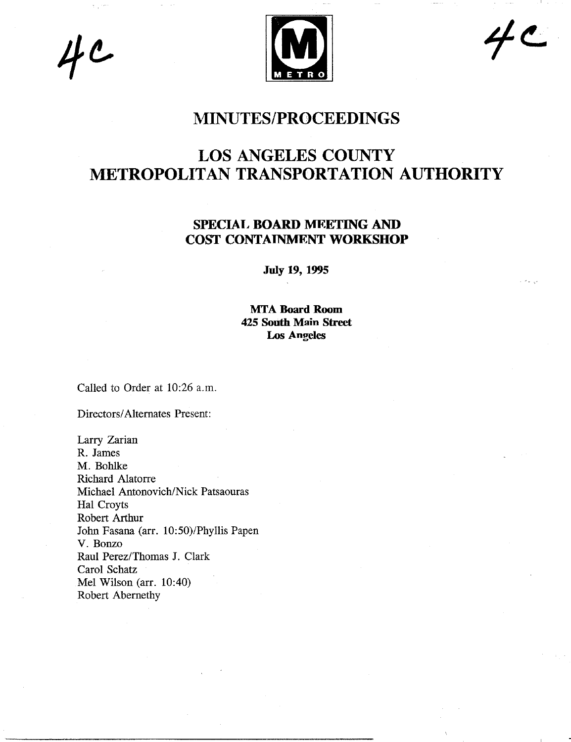4c

4c

# MINUTES/PROCEEDINGS

# LOS ANGELES COUNTY METROPOLITAN TRANSPORTATION AUTHORITY

## SPECIAL BOARD MEETING AND COST CONTAINMENT WORKSHOP

**July 19, 1995**

**MTA Board Room**
**425 South Main Street**
**Los Angeles**

Called to Order at 10:26 a.m.

Directors/Alternates Present:

Larry Zarian
R. James
M. Bohlke
Richard Alatorre
Michael Antonovich/Nick Patsaouras
Hal Croyts
Robert Arthur
John Fasana (arr. 10:50)/Phyllis Papen
V. Bonzo
Raul Perez/Thomas J. Clark
Carol Schatz
Mel Wilson (arr. 10:40)
Robert Abernethy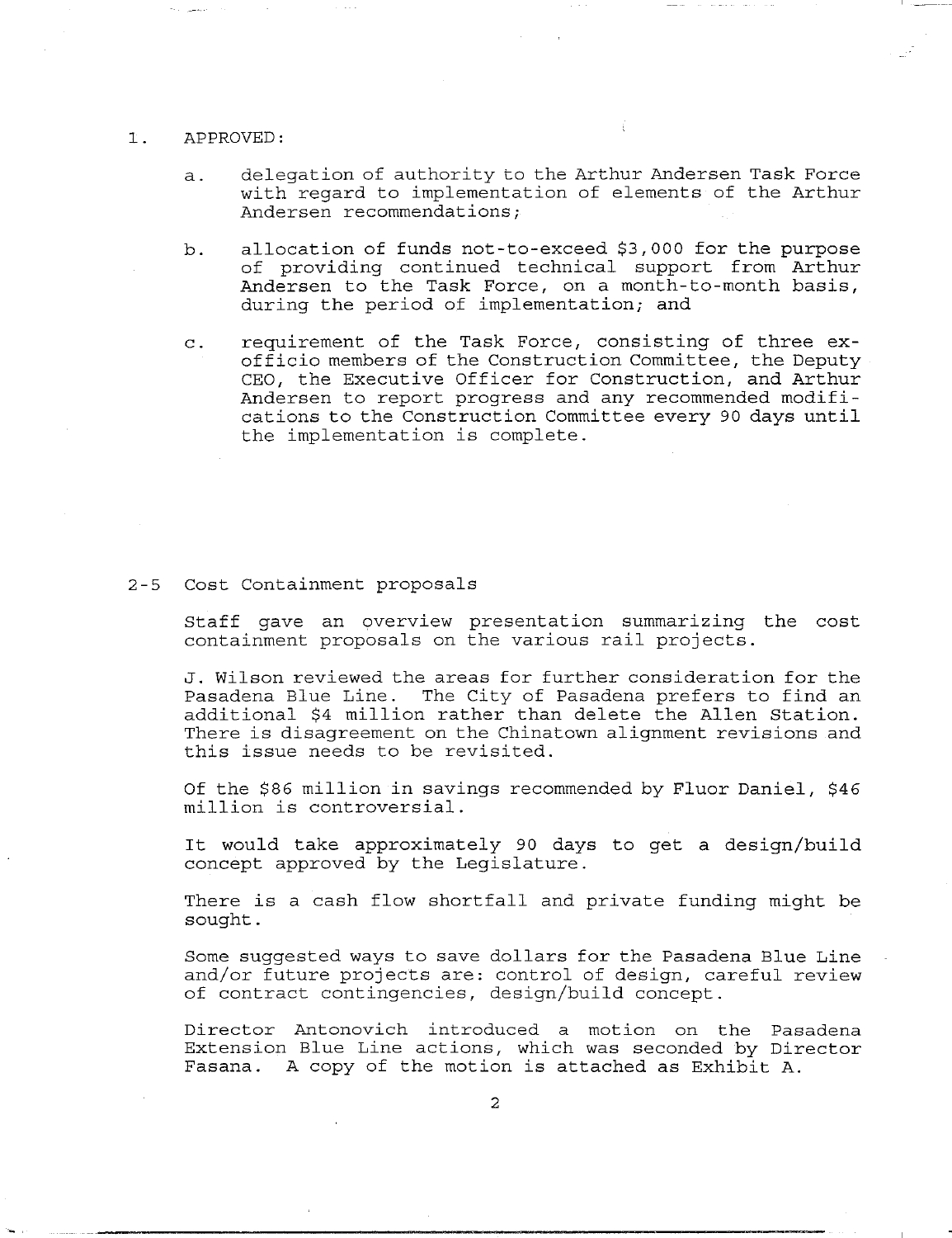1. APPROVED:

   a. delegation of authority to the Arthur Andersen Task Force with regard to implementation of elements of the Arthur Andersen recommendations;

   b. allocation of funds not-to-exceed $3,000 for the purpose of providing continued technical support from Arthur Andersen to the Task Force, on a month-to-month basis, during the period of implementation; and

   c. requirement of the Task Force, consisting of three ex-officio members of the Construction Committee, the Deputy CEO, the Executive Officer for Construction, and Arthur Andersen to report progress and any recommended modifications to the Construction Committee every 90 days until the implementation is complete.

2-5 Cost Containment proposals

Staff gave an overview presentation summarizing the cost containment proposals on the various rail projects.

J. Wilson reviewed the areas for further consideration for the Pasadena Blue Line. The City of Pasadena prefers to find an additional $4 million rather than delete the Allen Station. There is disagreement on the Chinatown alignment revisions and this issue needs to be revisited.

Of the $86 million in savings recommended by Fluor Daniel, $46 million is controversial.

It would take approximately 90 days to get a design/build concept approved by the Legislature.

There is a cash flow shortfall and private funding might be sought.

Some suggested ways to save dollars for the Pasadena Blue Line and/or future projects are: control of design, careful review of contract contingencies, design/build concept.

Director Antonovich introduced a motion on the Pasadena Extension Blue Line actions, which was seconded by Director Fasana. A copy of the motion is attached as Exhibit A.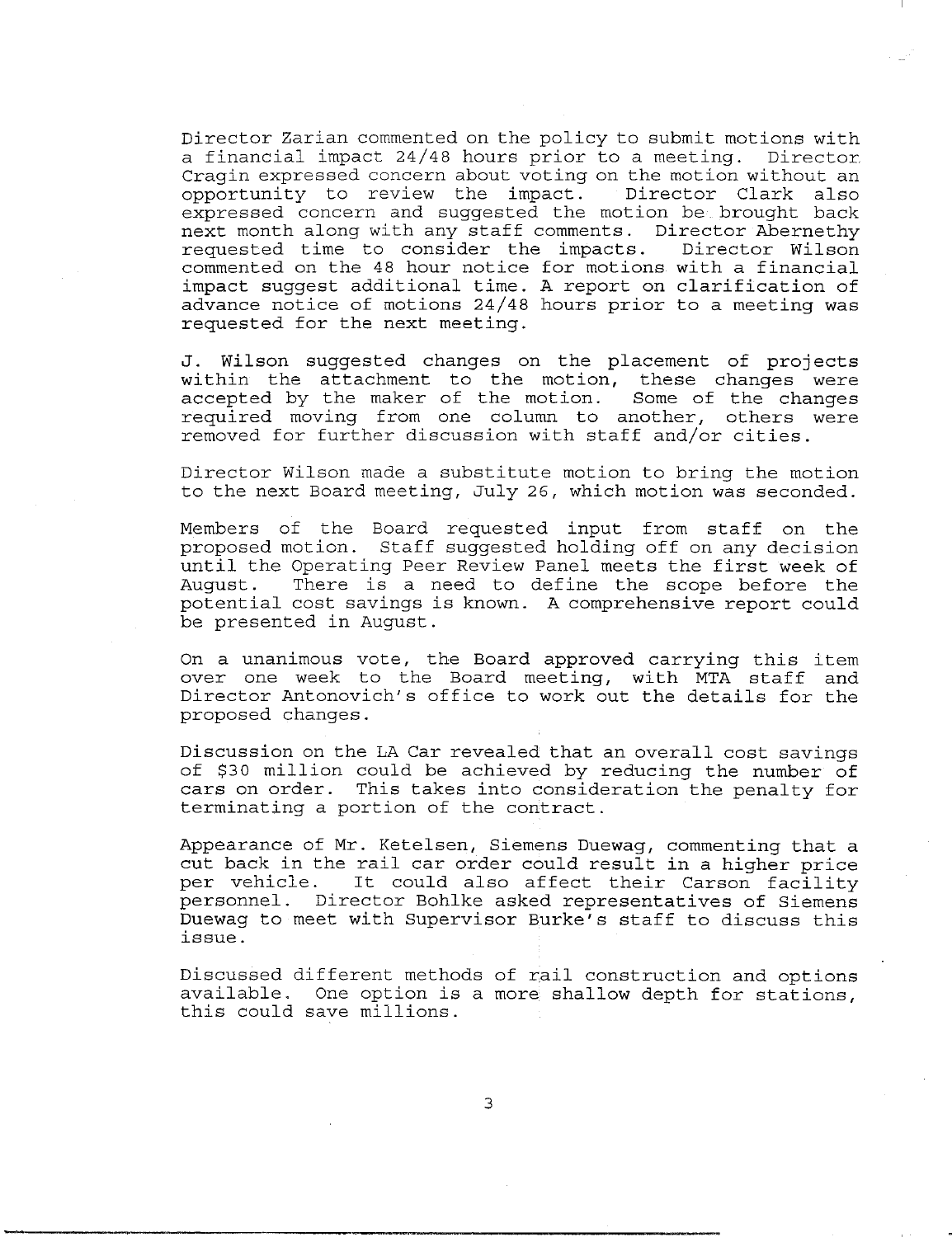Director Zarian commented on the policy to submit motions with a financial impact 24/48 hours prior to a meeting. Director Cragin expressed concern about voting on the motion without an opportunity to review the impact. Director Clark also expressed concern and suggested the motion be brought back next month along with any staff comments. Director Abernethy requested time to consider the impacts. Director Wilson commented on the 48 hour notice for motions with a financial impact suggest additional time. A report on clarification of advance notice of motions 24/48 hours prior to a meeting was requested for the next meeting.

J. Wilson suggested changes on the placement of projects within the attachment to the motion, these changes were accepted by the maker of the motion. Some of the changes required moving from one column to another, others were removed for further discussion with staff and/or cities.

Director Wilson made a substitute motion to bring the motion to the next Board meeting, July 26, which motion was seconded.

Members of the Board requested input from staff on the proposed motion. Staff suggested holding off on any decision until the Operating Peer Review Panel meets the first week of August. There is a need to define the scope before the potential cost savings is known. A comprehensive report could be presented in August.

On a unanimous vote, the Board approved carrying this item over one week to the Board meeting, with MTA staff and Director Antonovich's office to work out the details for the proposed changes.

Discussion on the LA Car revealed that an overall cost savings of $30 million could be achieved by reducing the number of cars on order. This takes into consideration the penalty for terminating a portion of the contract.

Appearance of Mr. Ketelsen, Siemens Duewag, commenting that a cut back in the rail car order could result in a higher price per vehicle. It could also affect their Carson facility personnel. Director Bohlke asked representatives of Siemens Duewag to meet with Supervisor Burke's staff to discuss this issue.

Discussed different methods of rail construction and options available. One option is a more shallow depth for stations, this could save millions.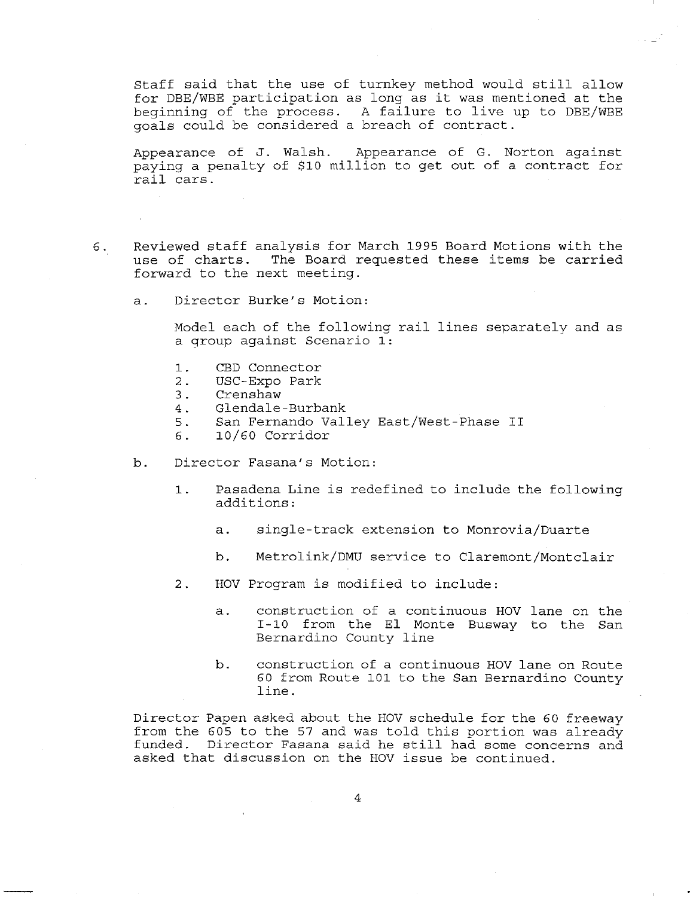Staff said that the use of turnkey method would still allow for DBE/WBE participation as long as it was mentioned at the beginning of the process. A failure to live up to DBE/WBE goals could be considered a breach of contract.

Appearance of J. Walsh. Appearance of G. Norton against paying a penalty of $10 million to get out of a contract for rail cars.

6. Reviewed staff analysis for March 1995 Board Motions with the use of charts. The Board requested these items be carried forward to the next meeting.

   a. Director Burke's Motion:

      Model each of the following rail lines separately and as a group against Scenario 1:

      1. CBD Connector
      2. USC-Expo Park
      3. Crenshaw
      4. Glendale-Burbank
      5. San Fernando Valley East/West-Phase II
      6. 10/60 Corridor

   b. Director Fasana's Motion:

      1. Pasadena Line is redefined to include the following additions:

         a. single-track extension to Monrovia/Duarte

         b. Metrolink/DMU service to Claremont/Montclair

      2. HOV Program is modified to include:

         a. construction of a continuous HOV lane on the I-10 from the El Monte Busway to the San Bernardino County line

         b. construction of a continuous HOV lane on Route 60 from Route 101 to the San Bernardino County line.

Director Papen asked about the HOV schedule for the 60 freeway from the 605 to the 57 and was told this portion was already funded. Director Fasana said he still had some concerns and asked that discussion on the HOV issue be continued.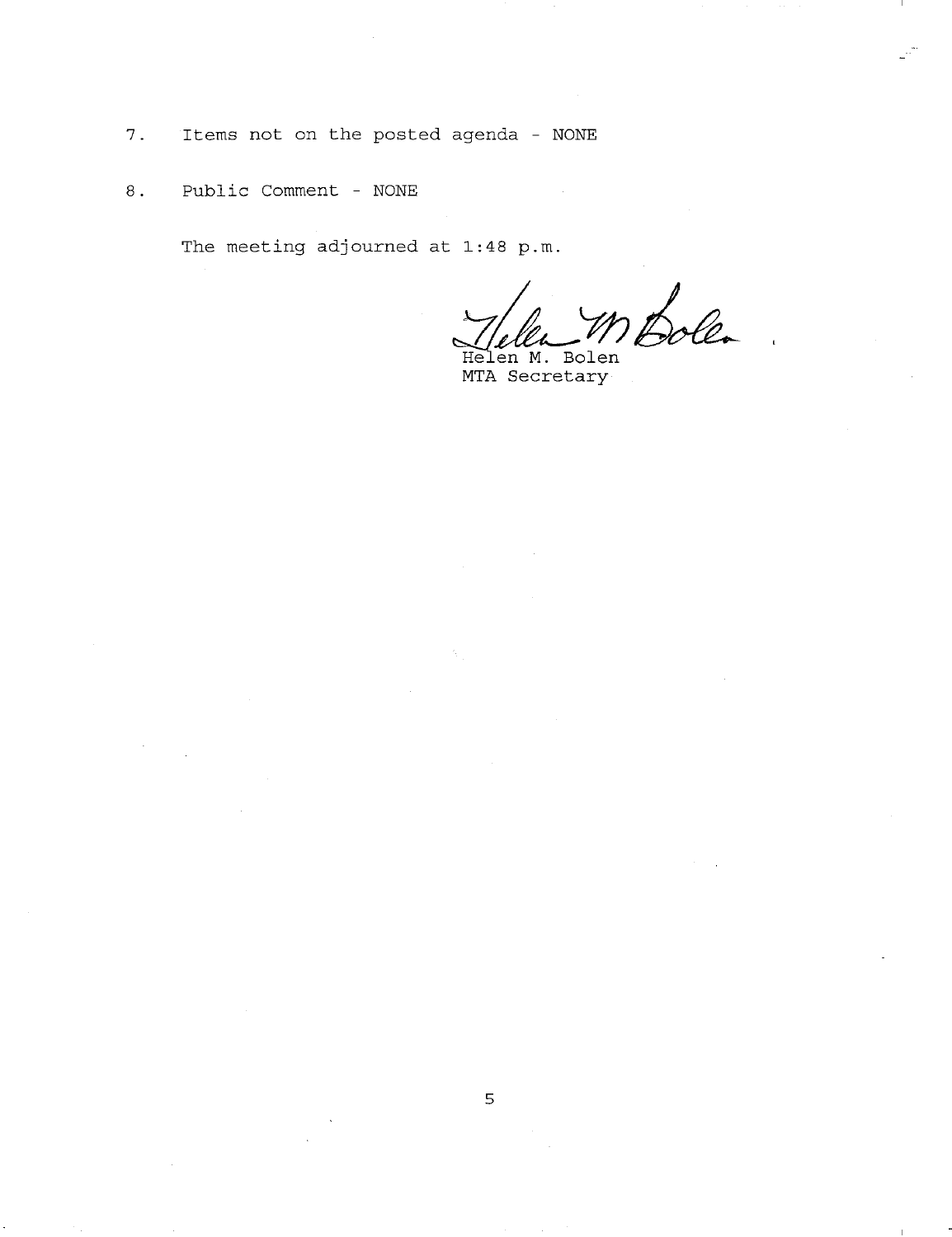7. Items not on the posted agenda - NONE

8. Public Comment - NONE

The meeting adjourned at 1:48 p.m.

Helen M. Bolen
MTA Secretary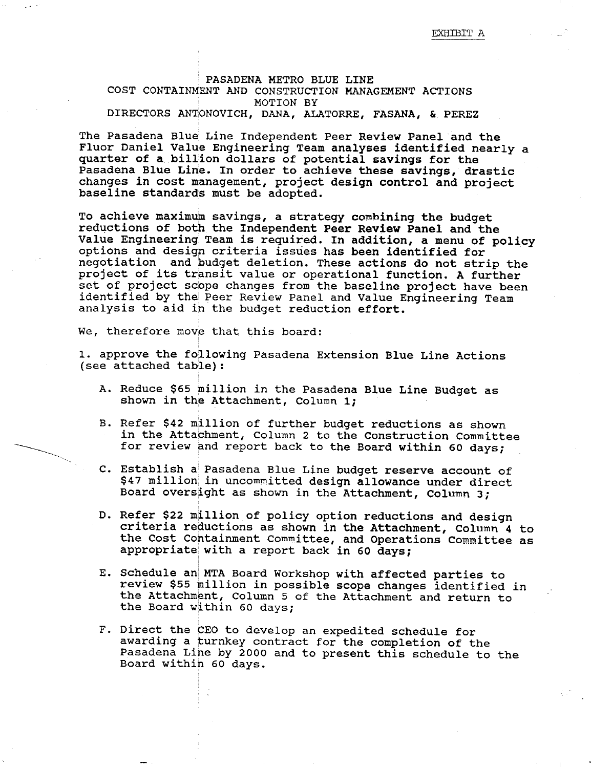EXHIBIT A

# PASADENA METRO BLUE LINE
## COST CONTAINMENT AND CONSTRUCTION MANAGEMENT ACTIONS
### MOTION BY
### DIRECTORS ANTONOVICH, DANA, ALATORRE, FASANA, & PEREZ

The Pasadena Blue Line Independent Peer Review Panel and the Fluor Daniel Value Engineering Team analyses identified nearly a quarter of a billion dollars of potential savings for the Pasadena Blue Line. In order to achieve these savings, drastic changes in cost management, project design control and project baseline standards must be adopted.

To achieve maximum savings, a strategy combining the budget reductions of both the Independent Peer Review Panel and the Value Engineering Team is required. In addition, a menu of policy options and design criteria issues has been identified for negotiation and budget deletion. These actions do not strip the project of its transit value or operational function. A further set of project scope changes from the baseline project have been identified by the Peer Review Panel and Value Engineering Team analysis to aid in the budget reduction effort.

We, therefore move that this board:

1. approve the following Pasadena Extension Blue Line Actions (see attached table):

   A. Reduce $65 million in the Pasadena Blue Line Budget as shown in the Attachment, Column 1;

   B. Refer $42 million of further budget reductions as shown in the Attachment, Column 2 to the Construction Committee for review and report back to the Board within 60 days;

   C. Establish a Pasadena Blue Line budget reserve account of $47 million in uncommitted design allowance under direct Board oversight as shown in the Attachment, Column 3;

   D. Refer $22 million of policy option reductions and design criteria reductions as shown in the Attachment, Column 4 to the Cost Containment Committee, and Operations Committee as appropriate with a report back in 60 days;

   E. Schedule an MTA Board Workshop with affected parties to review $55 million in possible scope changes identified in the Attachment, Column 5 of the Attachment and return to the Board within 60 days;

   F. Direct the CEO to develop an expedited schedule for awarding a turnkey contract for the completion of the Pasadena Line by 2000 and to present this schedule to the Board within 60 days.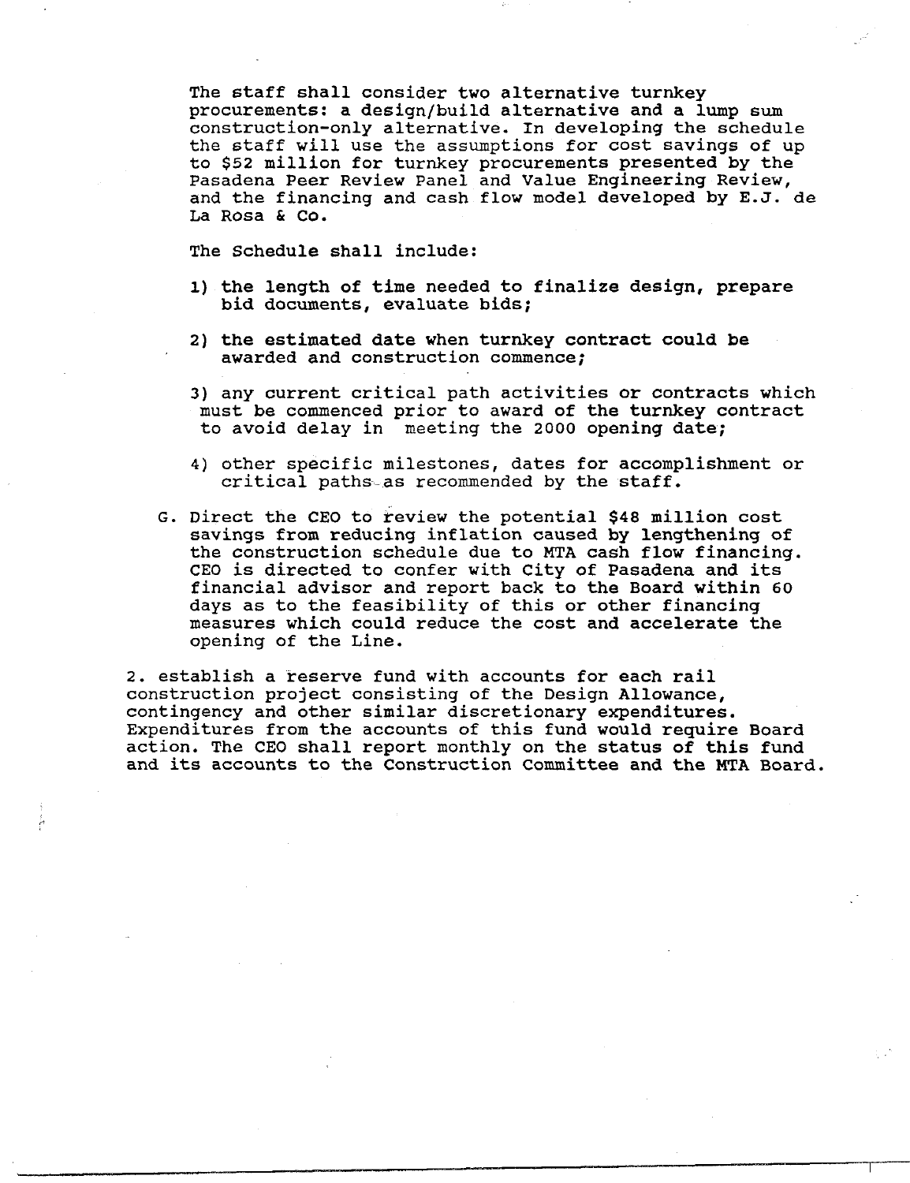The staff shall consider two alternative turnkey procurements: a design/build alternative and a lump sum construction-only alternative. In developing the schedule the staff will use the assumptions for cost savings of up to $52 million for turnkey procurements presented by the Pasadena Peer Review Panel and Value Engineering Review, and the financing and cash flow model developed by E.J. de La Rosa & Co.

The Schedule shall include:

1) the length of time needed to finalize design, prepare bid documents, evaluate bids;

2) the estimated date when turnkey contract could be awarded and construction commence;

3) any current critical path activities or contracts which must be commenced prior to award of the turnkey contract to avoid delay in meeting the 2000 opening date;

4) other specific milestones, dates for accomplishment or critical paths as recommended by the staff.

G. Direct the CEO to review the potential $48 million cost savings from reducing inflation caused by lengthening of the construction schedule due to MTA cash flow financing. CEO is directed to confer with City of Pasadena and its financial advisor and report back to the Board within 60 days as to the feasibility of this or other financing measures which could reduce the cost and accelerate the opening of the Line.

2. establish a reserve fund with accounts for each rail construction project consisting of the Design Allowance, contingency and other similar discretionary expenditures. Expenditures from the accounts of this fund would require Board action. The CEO shall report monthly on the status of this fund and its accounts to the Construction Committee and the MTA Board.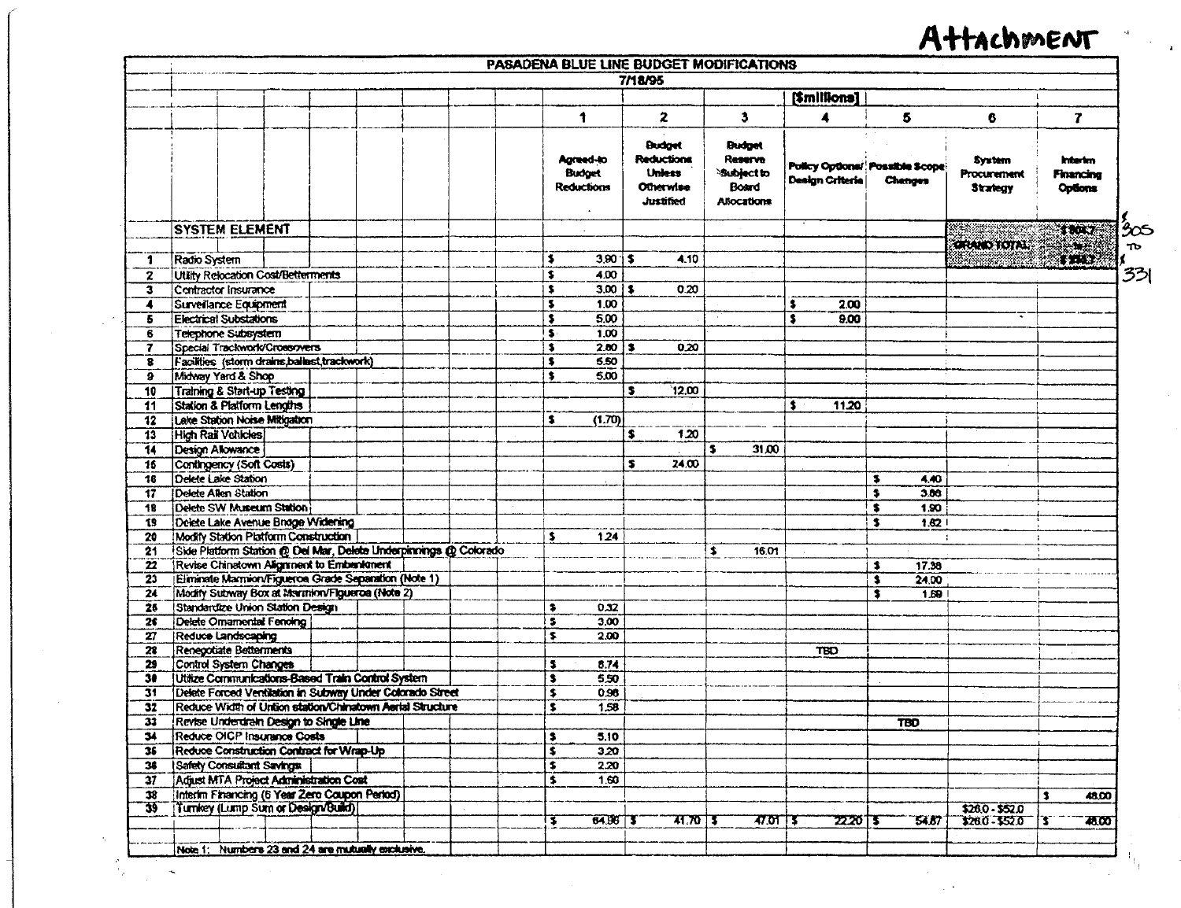Attachment

# PASADENA BLUE LINE BUDGET MODIFICATIONS

7/18/95

[$millions]

| | SYSTEM ELEMENT | 1<br>Agreed-to Budget Reductions | 2<br>Budget Reductions Unless Otherwise Justified | 3<br>Budget Reserve Subject to Board Allocations | 4<br>Policy Options/ Design Criteria | 5<br>Possible Scope Changes | 6<br>System Procurement Strategy | 7<br>Interim Financing Options |
|---|---|---|---|---|---|---|---|---|
| | | | | | | | GRAND TOTAL | |
| 1 | Radio System | $ 3.90 | $ 4.10 | | | | | |
| 2 | Utility Relocation Cost/Betterments | $ 4.00 | | | | | | |
| 3 | Contractor Insurance | $ 3.00 | $ 0.20 | | | | | |
| 4 | Surveillance Equipment | $ 1.00 | | | $ 2.00 | | | |
| 5 | Electrical Substations | $ 5.00 | | | $ 9.00 | | | |
| 6 | Telephone Subsystem | $ 1.00 | | | | | | |
| 7 | Special Trackwork/Crossovers | $ 2.60 | $ 0.20 | | | | | |
| 8 | Facilities (storm drains,ballast,trackwork) | $ 5.50 | | | | | | |
| 9 | Midway Yard & Shop | $ 5.00 | | | | | | |
| 10 | Training & Start-up Testing | | $ 12.00 | | | | | |
| 11 | Station & Platform Lengths | | | | $ 11.20 | | | |
| 12 | Lake Station Noise Mitigation | $ (1.70) | | | | | | |
| 13 | High Rail Vehicles | | $ 1.20 | | | | | |
| 14 | Design Allowance | | | $ 31.00 | | | | |
| 15 | Contingency (Soft Costs) | | $ 24.00 | | | | | |
| 16 | Delete Lake Station | | | | | $ 4.40 | | |
| 17 | Delete Allen Station | | | | | $ 3.88 | | |
| 18 | Delete SW Museum Station | | | | | $ 1.90 | | |
| 19 | Delete Lake Avenue Bridge Widening | | | | | $ 1.62 | | |
| 20 | Modify Station Platform Construction | $ 1.24 | | | | | | |
| 21 | Side Platform Station @ Del Mar, Delete Underpinnings @ Colorado | | | $ 16.01 | | | | |
| 22 | Revise Chinatown Alignment to Embankment | | | | | $ 17.38 | | |
| 23 | Eliminate Marmion/Figueroa Grade Separation (Note 1) | | | | | $ 24.00 | | |
| 24 | Modify Subway Box at Marmion/Figueroa (Note 2) | | | | | $ 1.69 | | |
| 25 | Standardize Union Station Design | $ 0.32 | | | | | | |
| 26 | Delete Ornamental Fencing | $ 3.00 | | | | | | |
| 27 | Reduce Landscaping | $ 2.00 | | | | | | |
| 28 | Renegotiate Betterments | | | | TBD | | | |
| 29 | Control System Changes | $ 8.74 | | | | | | |
| 30 | Utilize Communications-Based Train Control System | $ 5.50 | | | | | | |
| 31 | Delete Forced Ventilation in Subway Under Colorado Street | $ 0.96 | | | | | | |
| 32 | Reduce Width of Union station/Chinatown Aerial Structure | $ 1.58 | | | | | | |
| 33 | Revise Underdrain Design to Single Line | | | | | TBD | | |
| 34 | Reduce OICP Insurance Costs | $ 5.10 | | | | | | |
| 35 | Reduce Construction Contract for Wrap-Up | $ 3.20 | | | | | | |
| 36 | Safety Consultant Savings | $ 2.20 | | | | | | |
| 37 | Adjust MTA Project Administration Cost | $ 1.60 | | | | | | |
| 38 | Interim Financing (6 Year Zero Coupon Period) | | | | | | | $ 48.00 |
| 39 | Turnkey (Lump Sum or Design/Build) | | | | | | $26.0 - $52.0 | |
| | | $ 64.96 | $ 41.70 | $ 47.01 | $ 22.20 | $ 54.87 | $26.0 - $52.0 | $ 48.00 |

Note 1: Numbers 23 and 24 are mutually exclusive.

$305 to $331